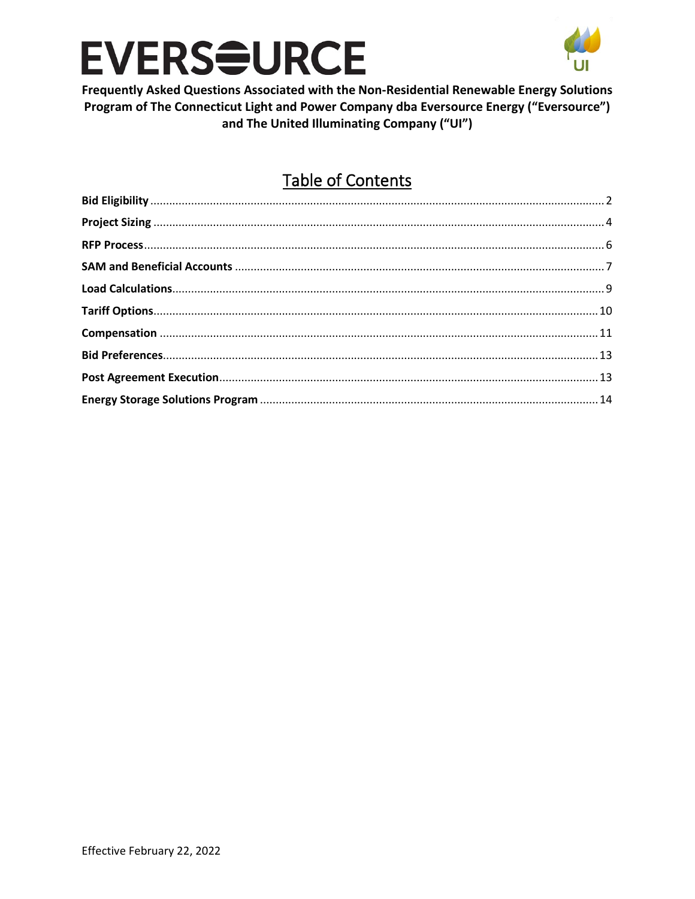**Frequently Asked Questions Associated with the Non-Residential Renewable Energy Solutions Program of The Connecticut Light and Power Company dba Eversource Energy ("Eversource") and The United Illuminating Company ("UI")**

## Table of Contents

- **Bid Eligibility** ... 2
- **Project Sizing** ... 4
- **RFP Process** ... 6
- **SAM and Beneficial Accounts** ... 7
- **Load Calculations** ... 9
- **Tariff Options** ... 10
- **Compensation** ... 11
- **Bid Preferences** ... 13
- **Post Agreement Execution** ... 13
- **Energy Storage Solutions Program** ... 14

Effective February 22, 2022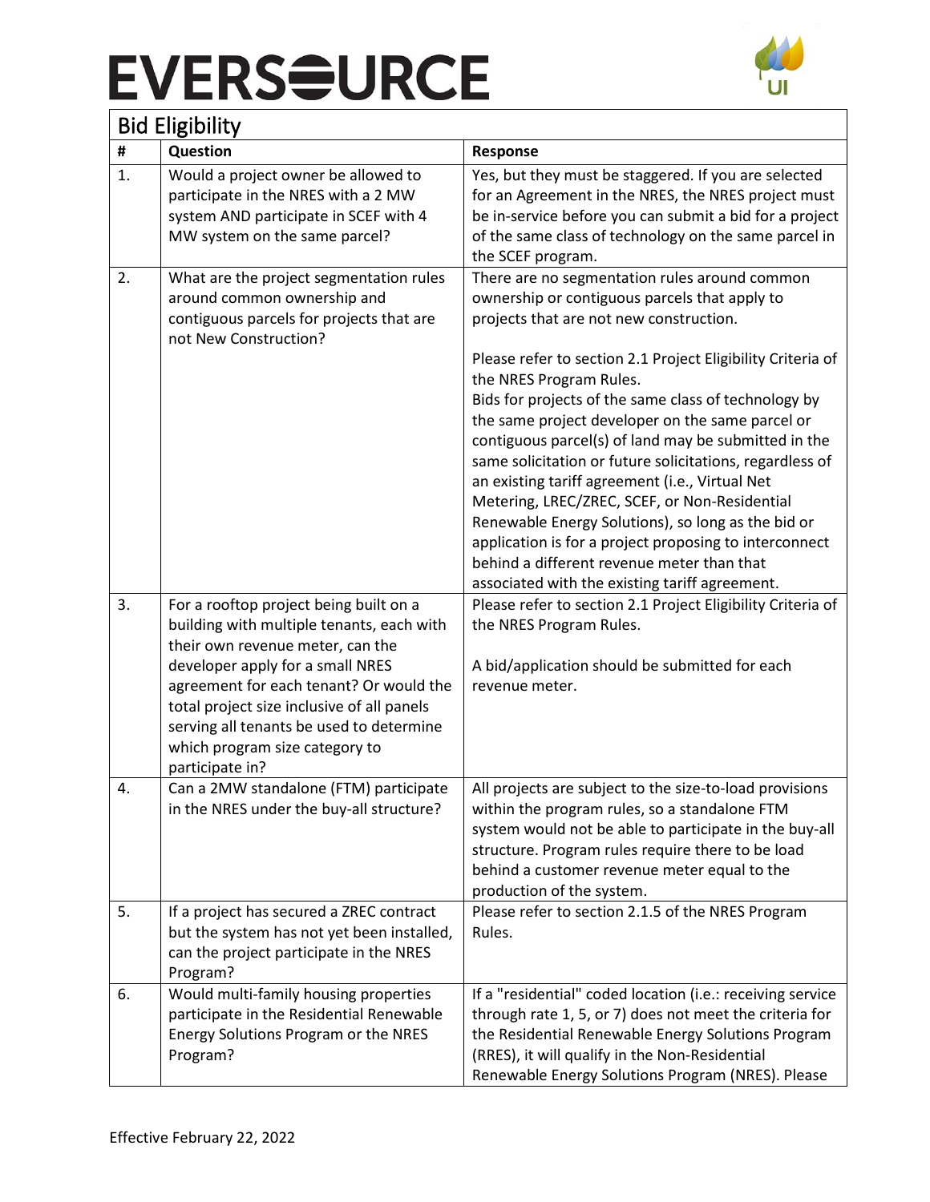# EVERSOURCE

## Bid Eligibility

| # | Question | Response |
|---|---|---|
| 1. | Would a project owner be allowed to participate in the NRES with a 2 MW system AND participate in SCEF with 4 MW system on the same parcel? | Yes, but they must be staggered. If you are selected for an Agreement in the NRES, the NRES project must be in-service before you can submit a bid for a project of the same class of technology on the same parcel in the SCEF program. |
| 2. | What are the project segmentation rules around common ownership and contiguous parcels for projects that are not New Construction? | There are no segmentation rules around common ownership or contiguous parcels that apply to projects that are not new construction.<br><br>Please refer to section 2.1 Project Eligibility Criteria of the NRES Program Rules.<br>Bids for projects of the same class of technology by the same project developer on the same parcel or contiguous parcel(s) of land may be submitted in the same solicitation or future solicitations, regardless of an existing tariff agreement (i.e., Virtual Net Metering, LREC/ZREC, SCEF, or Non-Residential Renewable Energy Solutions), so long as the bid or application is for a project proposing to interconnect behind a different revenue meter than that associated with the existing tariff agreement. |
| 3. | For a rooftop project being built on a building with multiple tenants, each with their own revenue meter, can the developer apply for a small NRES agreement for each tenant? Or would the total project size inclusive of all panels serving all tenants be used to determine which program size category to participate in? | Please refer to section 2.1 Project Eligibility Criteria of the NRES Program Rules.<br><br>A bid/application should be submitted for each revenue meter. |
| 4. | Can a 2MW standalone (FTM) participate in the NRES under the buy-all structure? | All projects are subject to the size-to-load provisions within the program rules, so a standalone FTM system would not be able to participate in the buy-all structure. Program rules require there to be load behind a customer revenue meter equal to the production of the system. |
| 5. | If a project has secured a ZREC contract but the system has not yet been installed, can the project participate in the NRES Program? | Please refer to section 2.1.5 of the NRES Program Rules. |
| 6. | Would multi-family housing properties participate in the Residential Renewable Energy Solutions Program or the NRES Program? | If a "residential" coded location (i.e.: receiving service through rate 1, 5, or 7) does not meet the criteria for the Residential Renewable Energy Solutions Program (RRES), it will qualify in the Non-Residential Renewable Energy Solutions Program (NRES). Please |

Effective February 22, 2022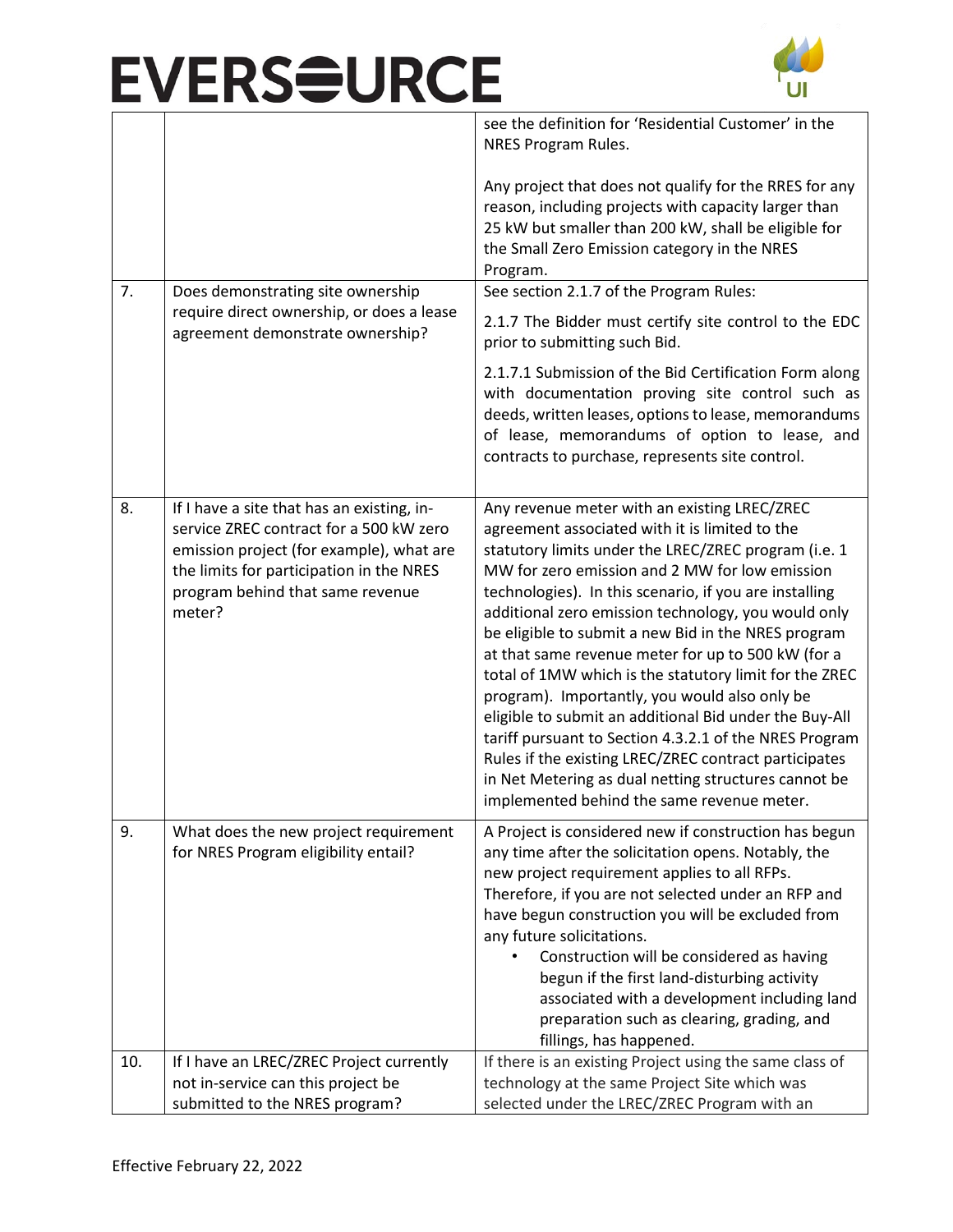| | | |
|---|---|---|
| | | see the definition for 'Residential Customer' in the NRES Program Rules.<br><br>Any project that does not qualify for the RRES for any reason, including projects with capacity larger than 25 kW but smaller than 200 kW, shall be eligible for the Small Zero Emission category in the NRES Program. |
| 7. | Does demonstrating site ownership require direct ownership, or does a lease agreement demonstrate ownership? | See section 2.1.7 of the Program Rules:<br><br>2.1.7 The Bidder must certify site control to the EDC prior to submitting such Bid.<br><br>2.1.7.1 Submission of the Bid Certification Form along with documentation proving site control such as deeds, written leases, options to lease, memorandums of lease, memorandums of option to lease, and contracts to purchase, represents site control. |
| 8. | If I have a site that has an existing, in-service ZREC contract for a 500 kW zero emission project (for example), what are the limits for participation in the NRES program behind that same revenue meter? | Any revenue meter with an existing LREC/ZREC agreement associated with it is limited to the statutory limits under the LREC/ZREC program (i.e. 1 MW for zero emission and 2 MW for low emission technologies). In this scenario, if you are installing additional zero emission technology, you would only be eligible to submit a new Bid in the NRES program at that same revenue meter for up to 500 kW (for a total of 1MW which is the statutory limit for the ZREC program). Importantly, you would also only be eligible to submit an additional Bid under the Buy-All tariff pursuant to Section 4.3.2.1 of the NRES Program Rules if the existing LREC/ZREC contract participates in Net Metering as dual netting structures cannot be implemented behind the same revenue meter. |
| 9. | What does the new project requirement for NRES Program eligibility entail? | A Project is considered new if construction has begun any time after the solicitation opens. Notably, the new project requirement applies to all RFPs. Therefore, if you are not selected under an RFP and have begun construction you will be excluded from any future solicitations.<br>• Construction will be considered as having begun if the first land-disturbing activity associated with a development including land preparation such as clearing, grading, and fillings, has happened. |
| 10. | If I have an LREC/ZREC Project currently not in-service can this project be submitted to the NRES program? | If there is an existing Project using the same class of technology at the same Project Site which was selected under the LREC/ZREC Program with an |

Effective February 22, 2022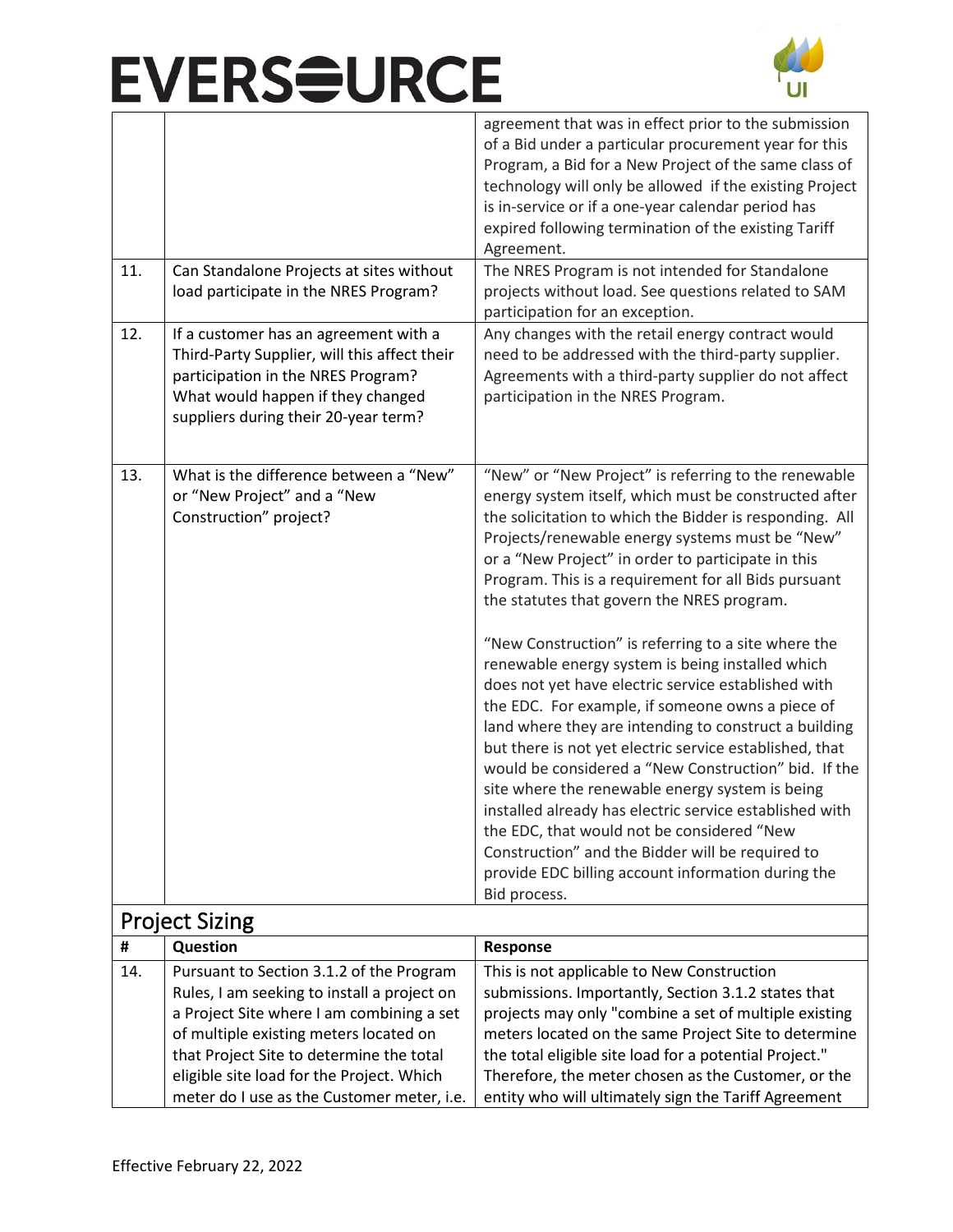| | | agreement that was in effect prior to the submission of a Bid under a particular procurement year for this Program, a Bid for a New Project of the same class of technology will only be allowed if the existing Project is in-service or if a one-year calendar period has expired following termination of the existing Tariff Agreement. |
|---|---|---|
| 11. | Can Standalone Projects at sites without load participate in the NRES Program? | The NRES Program is not intended for Standalone projects without load. See questions related to SAM participation for an exception. |
| 12. | If a customer has an agreement with a Third-Party Supplier, will this affect their participation in the NRES Program? What would happen if they changed suppliers during their 20-year term? | Any changes with the retail energy contract would need to be addressed with the third-party supplier. Agreements with a third-party supplier do not affect participation in the NRES Program. |
| 13. | What is the difference between a "New" or "New Project" and a "New Construction" project? | "New" or "New Project" is referring to the renewable energy system itself, which must be constructed after the solicitation to which the Bidder is responding. All Projects/renewable energy systems must be "New" or a "New Project" in order to participate in this Program. This is a requirement for all Bids pursuant the statutes that govern the NRES program.<br><br>"New Construction" is referring to a site where the renewable energy system is being installed which does not yet have electric service established with the EDC. For example, if someone owns a piece of land where they are intending to construct a building but there is not yet electric service established, that would be considered a "New Construction" bid. If the site where the renewable energy system is being installed already has electric service established with the EDC, that would not be considered "New Construction" and the Bidder will be required to provide EDC billing account information during the Bid process. |

## Project Sizing

| # | Question | Response |
|---|---|---|
| 14. | Pursuant to Section 3.1.2 of the Program Rules, I am seeking to install a project on a Project Site where I am combining a set of multiple existing meters located on that Project Site to determine the total eligible site load for the Project. Which meter do I use as the Customer meter, i.e. | This is not applicable to New Construction submissions. Importantly, Section 3.1.2 states that projects may only "combine a set of multiple existing meters located on the same Project Site to determine the total eligible site load for a potential Project." Therefore, the meter chosen as the Customer, or the entity who will ultimately sign the Tariff Agreement |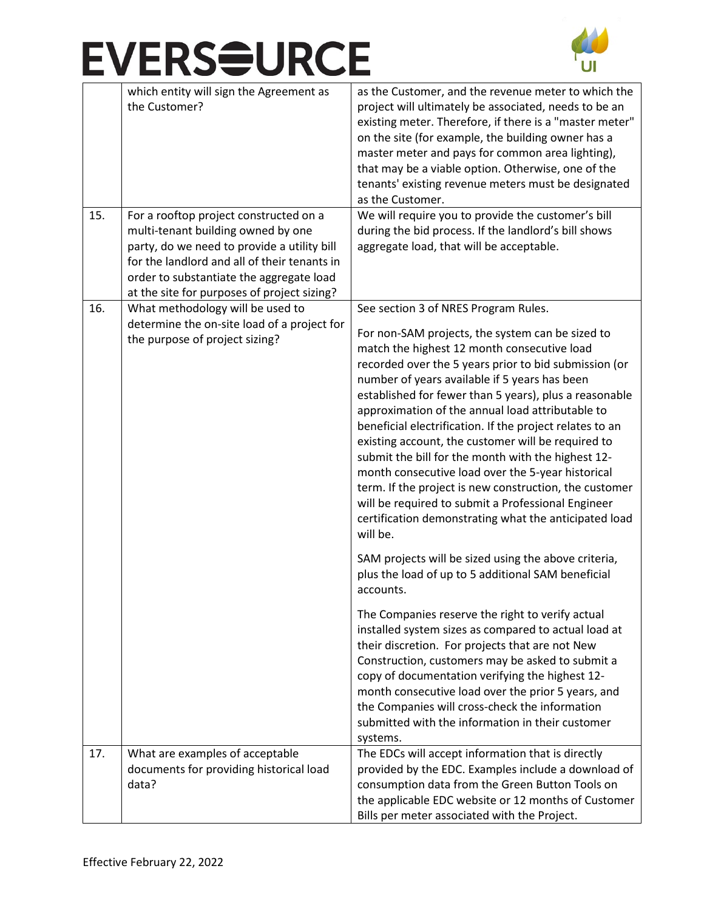| | | |
|---|---|---|
| | which entity will sign the Agreement as the Customer? | as the Customer, and the revenue meter to which the project will ultimately be associated, needs to be an existing meter. Therefore, if there is a "master meter" on the site (for example, the building owner has a master meter and pays for common area lighting), that may be a viable option. Otherwise, one of the tenants' existing revenue meters must be designated as the Customer. |
| 15. | For a rooftop project constructed on a multi-tenant building owned by one party, do we need to provide a utility bill for the landlord and all of their tenants in order to substantiate the aggregate load at the site for purposes of project sizing? | We will require you to provide the customer's bill during the bid process. If the landlord's bill shows aggregate load, that will be acceptable. |
| 16. | What methodology will be used to determine the on-site load of a project for the purpose of project sizing? | See section 3 of NRES Program Rules.<br><br>For non-SAM projects, the system can be sized to match the highest 12 month consecutive load recorded over the 5 years prior to bid submission (or number of years available if 5 years has been established for fewer than 5 years), plus a reasonable approximation of the annual load attributable to beneficial electrification. If the project relates to an existing account, the customer will be required to submit the bill for the month with the highest 12-month consecutive load over the 5-year historical term. If the project is new construction, the customer will be required to submit a Professional Engineer certification demonstrating what the anticipated load will be.<br><br>SAM projects will be sized using the above criteria, plus the load of up to 5 additional SAM beneficial accounts.<br><br>The Companies reserve the right to verify actual installed system sizes as compared to actual load at their discretion. For projects that are not New Construction, customers may be asked to submit a copy of documentation verifying the highest 12-month consecutive load over the prior 5 years, and the Companies will cross-check the information submitted with the information in their customer systems. |
| 17. | What are examples of acceptable documents for providing historical load data? | The EDCs will accept information that is directly provided by the EDC. Examples include a download of consumption data from the Green Button Tools on the applicable EDC website or 12 months of Customer Bills per meter associated with the Project. |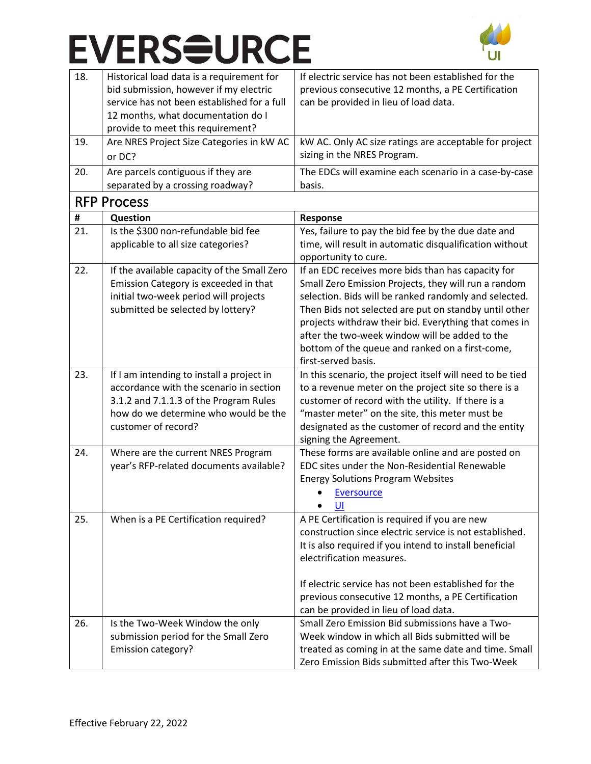| # | Question | Response |
|---|---|---|
| 18. | Historical load data is a requirement for bid submission, however if my electric service has not been established for a full 12 months, what documentation do I provide to meet this requirement? | If electric service has not been established for the previous consecutive 12 months, a PE Certification can be provided in lieu of load data. |
| 19. | Are NRES Project Size Categories in kW AC or DC? | kW AC. Only AC size ratings are acceptable for project sizing in the NRES Program. |
| 20. | Are parcels contiguous if they are separated by a crossing roadway? | The EDCs will examine each scenario in a case-by-case basis. |

## RFP Process

| # | Question | Response |
|---|---|---|
| 21. | Is the $300 non-refundable bid fee applicable to all size categories? | Yes, failure to pay the bid fee by the due date and time, will result in automatic disqualification without opportunity to cure. |
| 22. | If the available capacity of the Small Zero Emission Category is exceeded in that initial two-week period will projects submitted be selected by lottery? | If an EDC receives more bids than has capacity for Small Zero Emission Projects, they will run a random selection. Bids will be ranked randomly and selected. Then Bids not selected are put on standby until other projects withdraw their bid. Everything that comes in after the two-week window will be added to the bottom of the queue and ranked on a first-come, first-served basis. |
| 23. | If I am intending to install a project in accordance with the scenario in section 3.1.2 and 7.1.1.3 of the Program Rules how do we determine who would be the customer of record? | In this scenario, the project itself will need to be tied to a revenue meter on the project site so there is a customer of record with the utility. If there is a "master meter" on the site, this meter must be designated as the customer of record and the entity signing the Agreement. |
| 24. | Where are the current NRES Program year's RFP-related documents available? | These forms are available online and are posted on EDC sites under the Non-Residential Renewable Energy Solutions Program Websites<br>• Eversource<br>• UI |
| 25. | When is a PE Certification required? | A PE Certification is required if you are new construction since electric service is not established. It is also required if you intend to install beneficial electrification measures.<br><br>If electric service has not been established for the previous consecutive 12 months, a PE Certification can be provided in lieu of load data. |
| 26. | Is the Two-Week Window the only submission period for the Small Zero Emission category? | Small Zero Emission Bid submissions have a Two-Week window in which all Bids submitted will be treated as coming in at the same date and time. Small Zero Emission Bids submitted after this Two-Week |

Effective February 22, 2022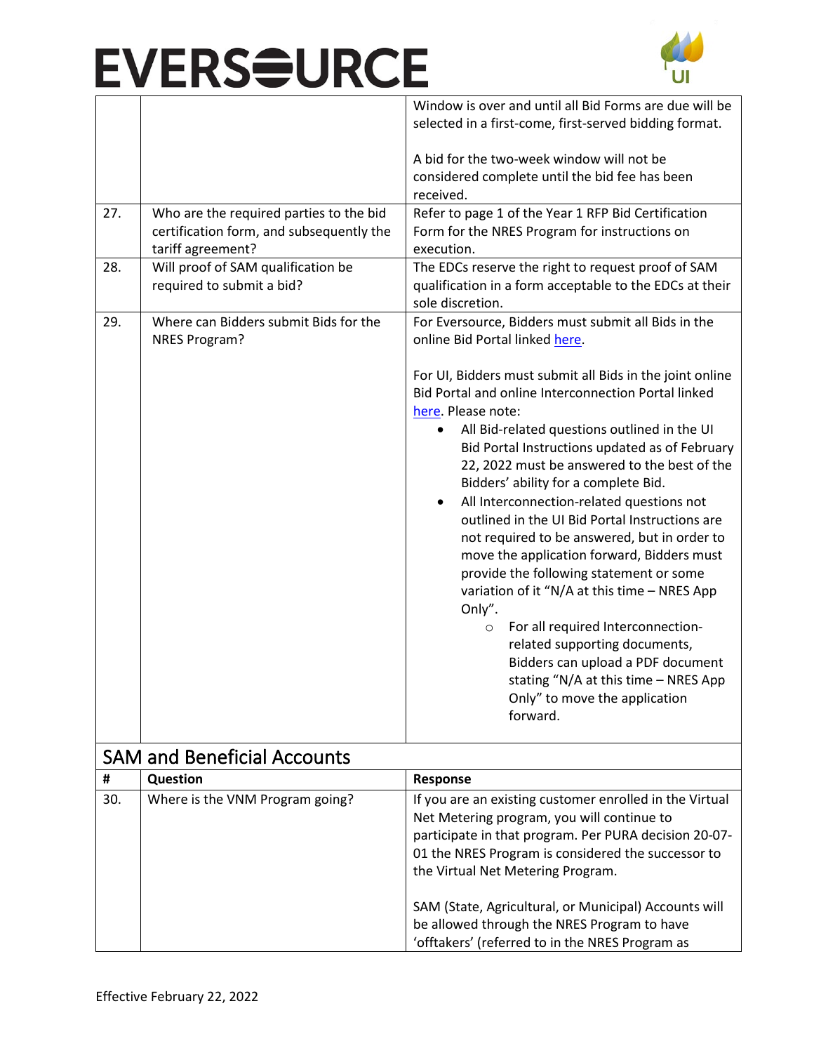| | | |
|---|---|---|
| | | Window is over and until all Bid Forms are due will be selected in a first-come, first-served bidding format.<br><br>A bid for the two-week window will not be considered complete until the bid fee has been received. |
| 27. | Who are the required parties to the bid certification form, and subsequently the tariff agreement? | Refer to page 1 of the Year 1 RFP Bid Certification Form for the NRES Program for instructions on execution. |
| 28. | Will proof of SAM qualification be required to submit a bid? | The EDCs reserve the right to request proof of SAM qualification in a form acceptable to the EDCs at their sole discretion. |
| 29. | Where can Bidders submit Bids for the NRES Program? | For Eversource, Bidders must submit all Bids in the online Bid Portal linked here.<br><br>For UI, Bidders must submit all Bids in the joint online Bid Portal and online Interconnection Portal linked here. Please note:<br>• All Bid-related questions outlined in the UI Bid Portal Instructions updated as of February 22, 2022 must be answered to the best of the Bidders' ability for a complete Bid.<br>• All Interconnection-related questions not outlined in the UI Bid Portal Instructions are not required to be answered, but in order to move the application forward, Bidders must provide the following statement or some variation of it "N/A at this time – NRES App Only".<br>  ○ For all required Interconnection-related supporting documents, Bidders can upload a PDF document stating "N/A at this time – NRES App Only" to move the application forward. |

## SAM and Beneficial Accounts

| # | Question | Response |
|---|---|---|
| 30. | Where is the VNM Program going? | If you are an existing customer enrolled in the Virtual Net Metering program, you will continue to participate in that program. Per PURA decision 20-07-01 the NRES Program is considered the successor to the Virtual Net Metering Program.<br><br>SAM (State, Agricultural, or Municipal) Accounts will be allowed through the NRES Program to have 'offtakers' (referred to in the NRES Program as |

Effective February 22, 2022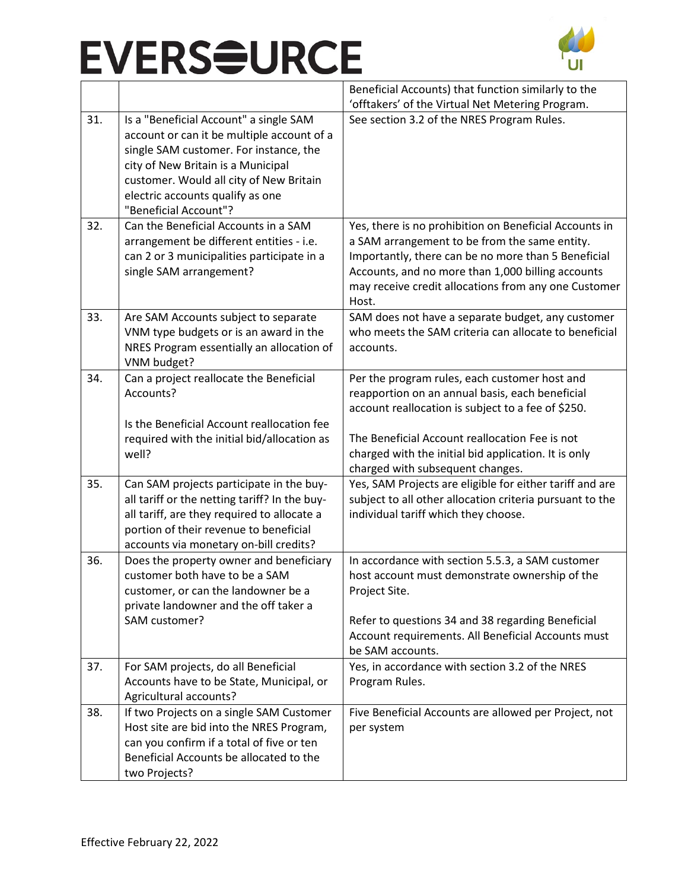| | | |
|---|---|---|
| | | Beneficial Accounts) that function similarly to the 'offtakers' of the Virtual Net Metering Program. |
| 31. | Is a "Beneficial Account" a single SAM account or can it be multiple account of a single SAM customer. For instance, the city of New Britain is a Municipal customer. Would all city of New Britain electric accounts qualify as one "Beneficial Account"? | See section 3.2 of the NRES Program Rules. |
| 32. | Can the Beneficial Accounts in a SAM arrangement be different entities - i.e. can 2 or 3 municipalities participate in a single SAM arrangement? | Yes, there is no prohibition on Beneficial Accounts in a SAM arrangement to be from the same entity. Importantly, there can be no more than 5 Beneficial Accounts, and no more than 1,000 billing accounts may receive credit allocations from any one Customer Host. |
| 33. | Are SAM Accounts subject to separate VNM type budgets or is an award in the NRES Program essentially an allocation of VNM budget? | SAM does not have a separate budget, any customer who meets the SAM criteria can allocate to beneficial accounts. |
| 34. | Can a project reallocate the Beneficial Accounts?<br><br>Is the Beneficial Account reallocation fee required with the initial bid/allocation as well? | Per the program rules, each customer host and reapportion on an annual basis, each beneficial account reallocation is subject to a fee of $250.<br><br>The Beneficial Account reallocation Fee is not charged with the initial bid application. It is only charged with subsequent changes. |
| 35. | Can SAM projects participate in the buy-all tariff or the netting tariff? In the buy-all tariff, are they required to allocate a portion of their revenue to beneficial accounts via monetary on-bill credits? | Yes, SAM Projects are eligible for either tariff and are subject to all other allocation criteria pursuant to the individual tariff which they choose. |
| 36. | Does the property owner and beneficiary customer both have to be a SAM customer, or can the landowner be a private landowner and the off taker a SAM customer? | In accordance with section 5.5.3, a SAM customer host account must demonstrate ownership of the Project Site.<br><br>Refer to questions 34 and 38 regarding Beneficial Account requirements. All Beneficial Accounts must be SAM accounts. |
| 37. | For SAM projects, do all Beneficial Accounts have to be State, Municipal, or Agricultural accounts? | Yes, in accordance with section 3.2 of the NRES Program Rules. |
| 38. | If two Projects on a single SAM Customer Host site are bid into the NRES Program, can you confirm if a total of five or ten Beneficial Accounts be allocated to the two Projects? | Five Beneficial Accounts are allowed per Project, not per system |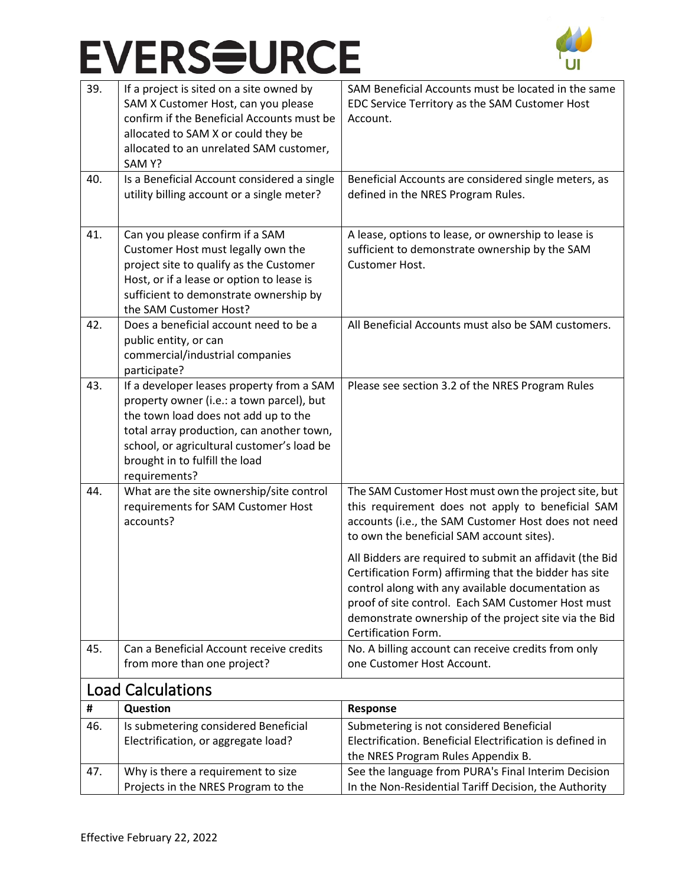| 39. | If a project is sited on a site owned by SAM X Customer Host, can you please confirm if the Beneficial Accounts must be allocated to SAM X or could they be allocated to an unrelated SAM customer, SAM Y? | SAM Beneficial Accounts must be located in the same EDC Service Territory as the SAM Customer Host Account. |
|---|---|---|
| 40. | Is a Beneficial Account considered a single utility billing account or a single meter? | Beneficial Accounts are considered single meters, as defined in the NRES Program Rules. |
| 41. | Can you please confirm if a SAM Customer Host must legally own the project site to qualify as the Customer Host, or if a lease or option to lease is sufficient to demonstrate ownership by the SAM Customer Host? | A lease, options to lease, or ownership to lease is sufficient to demonstrate ownership by the SAM Customer Host. |
| 42. | Does a beneficial account need to be a public entity, or can commercial/industrial companies participate? | All Beneficial Accounts must also be SAM customers. |
| 43. | If a developer leases property from a SAM property owner (i.e.: a town parcel), but the town load does not add up to the total array production, can another town, school, or agricultural customer's load be brought in to fulfill the load requirements? | Please see section 3.2 of the NRES Program Rules |
| 44. | What are the site ownership/site control requirements for SAM Customer Host accounts? | The SAM Customer Host must own the project site, but this requirement does not apply to beneficial SAM accounts (i.e., the SAM Customer Host does not need to own the beneficial SAM account sites).<br><br>All Bidders are required to submit an affidavit (the Bid Certification Form) affirming that the bidder has site control along with any available documentation as proof of site control. Each SAM Customer Host must demonstrate ownership of the project site via the Bid Certification Form. |
| 45. | Can a Beneficial Account receive credits from more than one project? | No. A billing account can receive credits from only one Customer Host Account. |

## Load Calculations

| # | Question | Response |
|---|---|---|
| 46. | Is submetering considered Beneficial Electrification, or aggregate load? | Submetering is not considered Beneficial Electrification. Beneficial Electrification is defined in the NRES Program Rules Appendix B. |
| 47. | Why is there a requirement to size Projects in the NRES Program to the | See the language from PURA's Final Interim Decision In the Non-Residential Tariff Decision, the Authority |

Effective February 22, 2022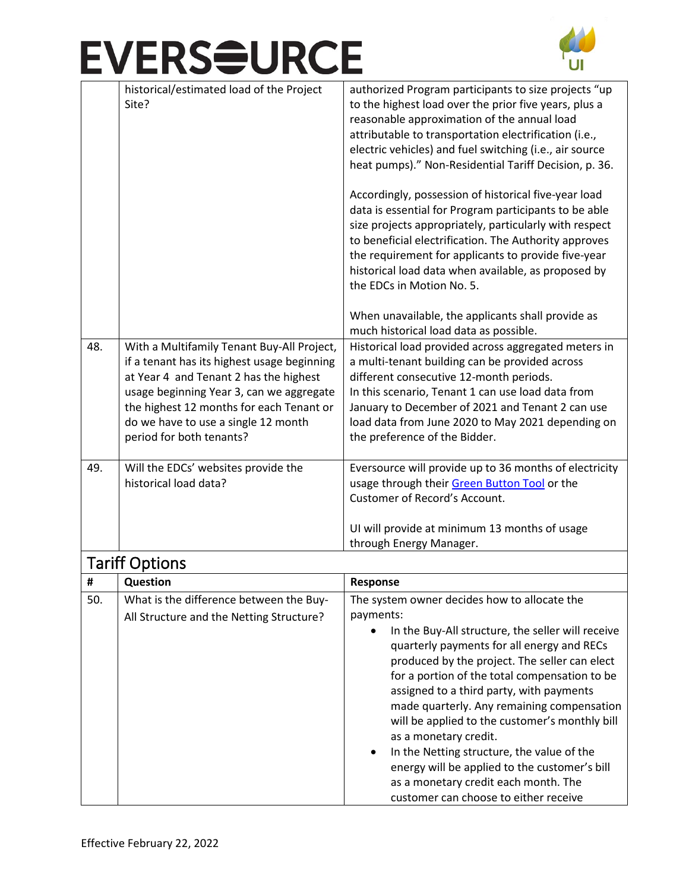| | | |
|---|---|---|
| | historical/estimated load of the Project Site? | authorized Program participants to size projects "up to the highest load over the prior five years, plus a reasonable approximation of the annual load attributable to transportation electrification (i.e., electric vehicles) and fuel switching (i.e., air source heat pumps)." Non-Residential Tariff Decision, p. 36.<br><br>Accordingly, possession of historical five-year load data is essential for Program participants to be able size projects appropriately, particularly with respect to beneficial electrification. The Authority approves the requirement for applicants to provide five-year historical load data when available, as proposed by the EDCs in Motion No. 5.<br><br>When unavailable, the applicants shall provide as much historical load data as possible. |
| 48. | With a Multifamily Tenant Buy-All Project, if a tenant has its highest usage beginning at Year 4 and Tenant 2 has the highest usage beginning Year 3, can we aggregate the highest 12 months for each Tenant or do we have to use a single 12 month period for both tenants? | Historical load provided across aggregated meters in a multi-tenant building can be provided across different consecutive 12-month periods.<br>In this scenario, Tenant 1 can use load data from January to December of 2021 and Tenant 2 can use load data from June 2020 to May 2021 depending on the preference of the Bidder. |
| 49. | Will the EDCs' websites provide the historical load data? | Eversource will provide up to 36 months of electricity usage through their Green Button Tool or the Customer of Record's Account.<br><br>UI will provide at minimum 13 months of usage through Energy Manager. |

## Tariff Options

| # | Question | Response |
|---|---|---|
| 50. | What is the difference between the Buy-All Structure and the Netting Structure? | The system owner decides how to allocate the payments:<br>• In the Buy-All structure, the seller will receive quarterly payments for all energy and RECs produced by the project. The seller can elect for a portion of the total compensation to be assigned to a third party, with payments made quarterly. Any remaining compensation will be applied to the customer's monthly bill as a monetary credit.<br>• In the Netting structure, the value of the energy will be applied to the customer's bill as a monetary credit each month. The customer can choose to either receive |

Effective February 22, 2022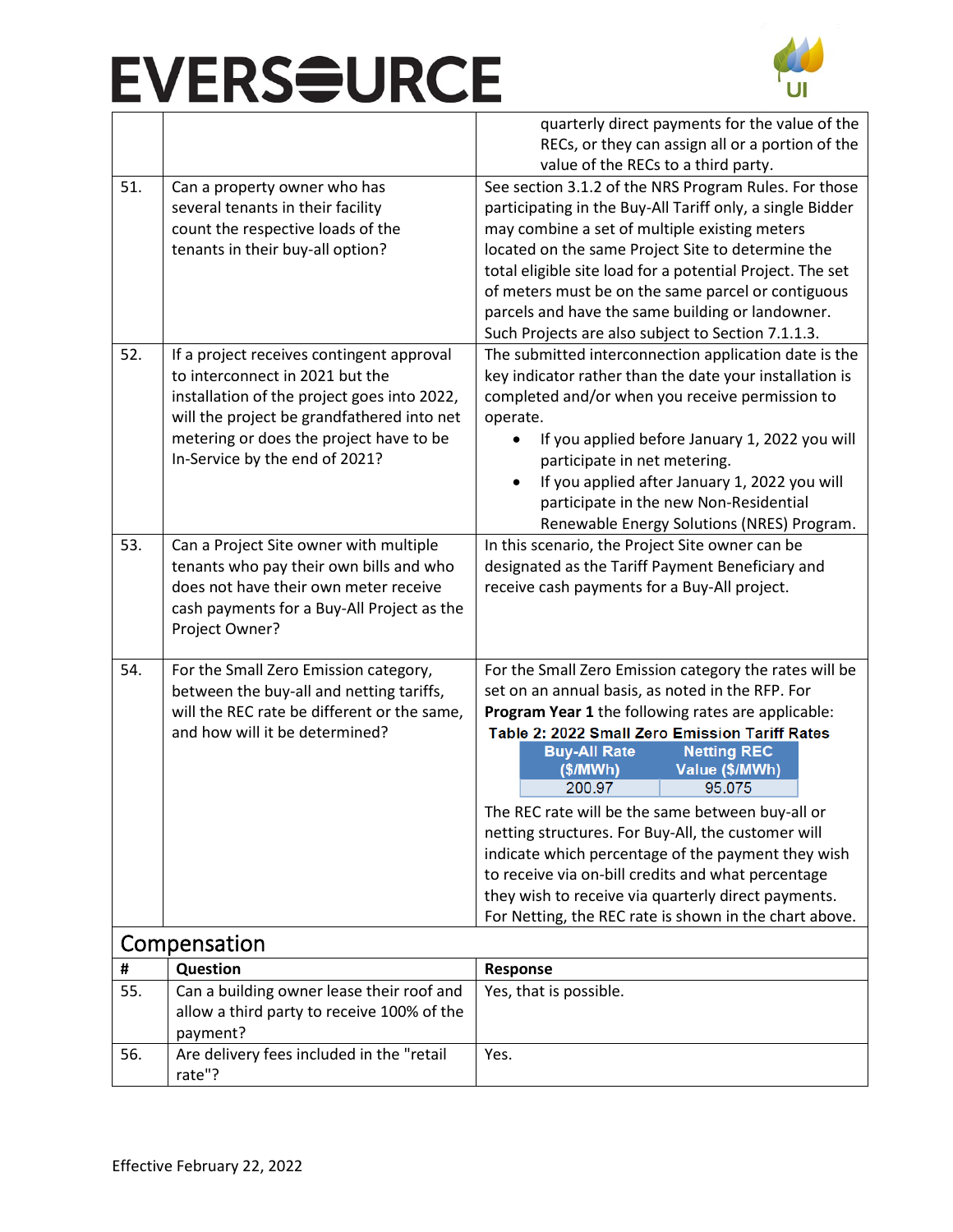| | | quarterly direct payments for the value of the RECs, or they can assign all or a portion of the value of the RECs to a third party. |
|---|---|---|
| 51. | Can a property owner who has several tenants in their facility count the respective loads of the tenants in their buy-all option? | See section 3.1.2 of the NRS Program Rules. For those participating in the Buy-All Tariff only, a single Bidder may combine a set of multiple existing meters located on the same Project Site to determine the total eligible site load for a potential Project. The set of meters must be on the same parcel or contiguous parcels and have the same building or landowner. Such Projects are also subject to Section 7.1.1.3. |
| 52. | If a project receives contingent approval to interconnect in 2021 but the installation of the project goes into 2022, will the project be grandfathered into net metering or does the project have to be In-Service by the end of 2021? | The submitted interconnection application date is the key indicator rather than the date your installation is completed and/or when you receive permission to operate.<br>• If you applied before January 1, 2022 you will participate in net metering.<br>• If you applied after January 1, 2022 you will participate in the new Non-Residential Renewable Energy Solutions (NRES) Program. |
| 53. | Can a Project Site owner with multiple tenants who pay their own bills and who does not have their own meter receive cash payments for a Buy-All Project as the Project Owner? | In this scenario, the Project Site owner can be designated as the Tariff Payment Beneficiary and receive cash payments for a Buy-All project. |
| 54. | For the Small Zero Emission category, between the buy-all and netting tariffs, will the REC rate be different or the same, and how will it be determined? | For the Small Zero Emission category the rates will be set on an annual basis, as noted in the RFP. For **Program Year 1** the following rates are applicable:<br>**Table 2: 2022 Small Zero Emission Tariff Rates**<br>Buy-All Rate ($/MWh): 200.97<br>Netting REC Value ($/MWh): 95.075<br>The REC rate will be the same between buy-all or netting structures. For Buy-All, the customer will indicate which percentage of the payment they wish to receive via on-bill credits and what percentage they wish to receive via quarterly direct payments. For Netting, the REC rate is shown in the chart above. |

## Compensation

| # | Question | Response |
|---|---|---|
| 55. | Can a building owner lease their roof and allow a third party to receive 100% of the payment? | Yes, that is possible. |
| 56. | Are delivery fees included in the "retail rate"? | Yes. |

Effective February 22, 2022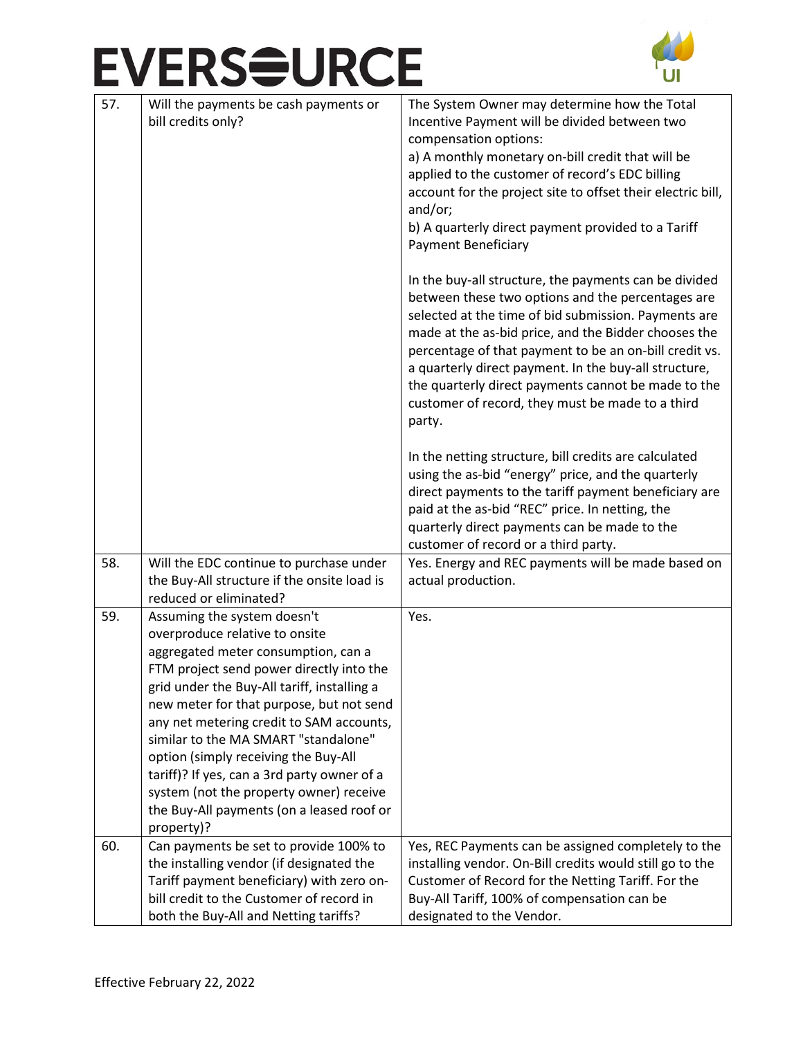| 57. | Will the payments be cash payments or bill credits only? | The System Owner may determine how the Total Incentive Payment will be divided between two compensation options:<br>a) A monthly monetary on-bill credit that will be applied to the customer of record's EDC billing account for the project site to offset their electric bill, and/or;<br>b) A quarterly direct payment provided to a Tariff Payment Beneficiary<br><br>In the buy-all structure, the payments can be divided between these two options and the percentages are selected at the time of bid submission. Payments are made at the as-bid price, and the Bidder chooses the percentage of that payment to be an on-bill credit vs. a quarterly direct payment. In the buy-all structure, the quarterly direct payments cannot be made to the customer of record, they must be made to a third party.<br><br>In the netting structure, bill credits are calculated using the as-bid "energy" price, and the quarterly direct payments to the tariff payment beneficiary are paid at the as-bid "REC" price. In netting, the quarterly direct payments can be made to the customer of record or a third party. |
|---|---|---|
| 58. | Will the EDC continue to purchase under the Buy-All structure if the onsite load is reduced or eliminated? | Yes. Energy and REC payments will be made based on actual production. |
| 59. | Assuming the system doesn't overproduce relative to onsite aggregated meter consumption, can a FTM project send power directly into the grid under the Buy-All tariff, installing a new meter for that purpose, but not send any net metering credit to SAM accounts, similar to the MA SMART "standalone" option (simply receiving the Buy-All tariff)? If yes, can a 3rd party owner of a system (not the property owner) receive the Buy-All payments (on a leased roof or property)? | Yes. |
| 60. | Can payments be set to provide 100% to the installing vendor (if designated the Tariff payment beneficiary) with zero on-bill credit to the Customer of record in both the Buy-All and Netting tariffs? | Yes, REC Payments can be assigned completely to the installing vendor. On-Bill credits would still go to the Customer of Record for the Netting Tariff. For the Buy-All Tariff, 100% of compensation can be designated to the Vendor. |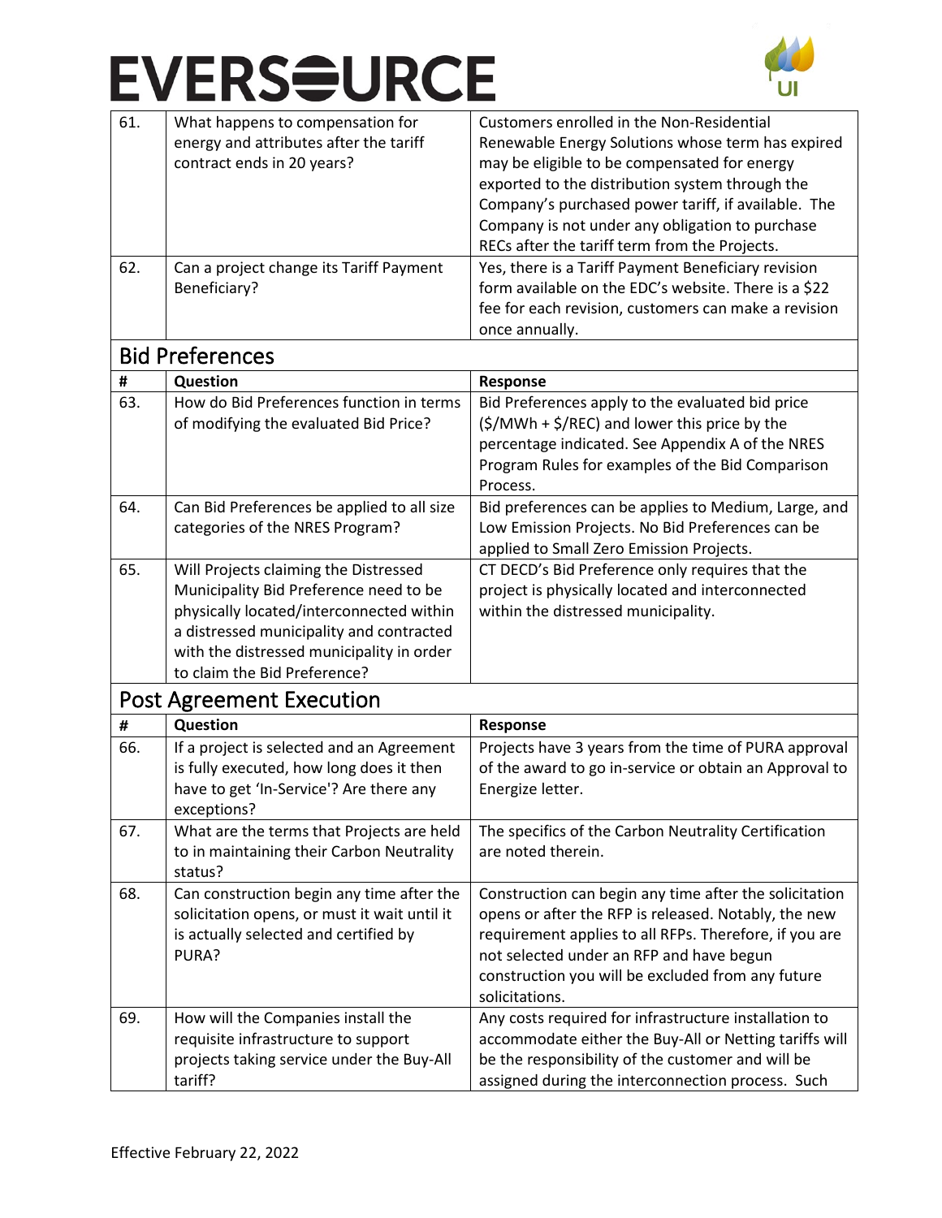| | | |
|---|---|---|
| 61. | What happens to compensation for energy and attributes after the tariff contract ends in 20 years? | Customers enrolled in the Non-Residential Renewable Energy Solutions whose term has expired may be eligible to be compensated for energy exported to the distribution system through the Company's purchased power tariff, if available. The Company is not under any obligation to purchase RECs after the tariff term from the Projects. |
| 62. | Can a project change its Tariff Payment Beneficiary? | Yes, there is a Tariff Payment Beneficiary revision form available on the EDC's website. There is a $22 fee for each revision, customers can make a revision once annually. |

## Bid Preferences

| # | Question | Response |
|---|---|---|
| 63. | How do Bid Preferences function in terms of modifying the evaluated Bid Price? | Bid Preferences apply to the evaluated bid price ($/MWh + $/REC) and lower this price by the percentage indicated. See Appendix A of the NRES Program Rules for examples of the Bid Comparison Process. |
| 64. | Can Bid Preferences be applied to all size categories of the NRES Program? | Bid preferences can be applies to Medium, Large, and Low Emission Projects. No Bid Preferences can be applied to Small Zero Emission Projects. |
| 65. | Will Projects claiming the Distressed Municipality Bid Preference need to be physically located/interconnected within a distressed municipality and contracted with the distressed municipality in order to claim the Bid Preference? | CT DECD's Bid Preference only requires that the project is physically located and interconnected within the distressed municipality. |

## Post Agreement Execution

| # | Question | Response |
|---|---|---|
| 66. | If a project is selected and an Agreement is fully executed, how long does it then have to get 'In-Service'? Are there any exceptions? | Projects have 3 years from the time of PURA approval of the award to go in-service or obtain an Approval to Energize letter. |
| 67. | What are the terms that Projects are held to in maintaining their Carbon Neutrality status? | The specifics of the Carbon Neutrality Certification are noted therein. |
| 68. | Can construction begin any time after the solicitation opens, or must it wait until it is actually selected and certified by PURA? | Construction can begin any time after the solicitation opens or after the RFP is released. Notably, the new requirement applies to all RFPs. Therefore, if you are not selected under an RFP and have begun construction you will be excluded from any future solicitations. |
| 69. | How will the Companies install the requisite infrastructure to support projects taking service under the Buy-All tariff? | Any costs required for infrastructure installation to accommodate either the Buy-All or Netting tariffs will be the responsibility of the customer and will be assigned during the interconnection process. Such |

Effective February 22, 2022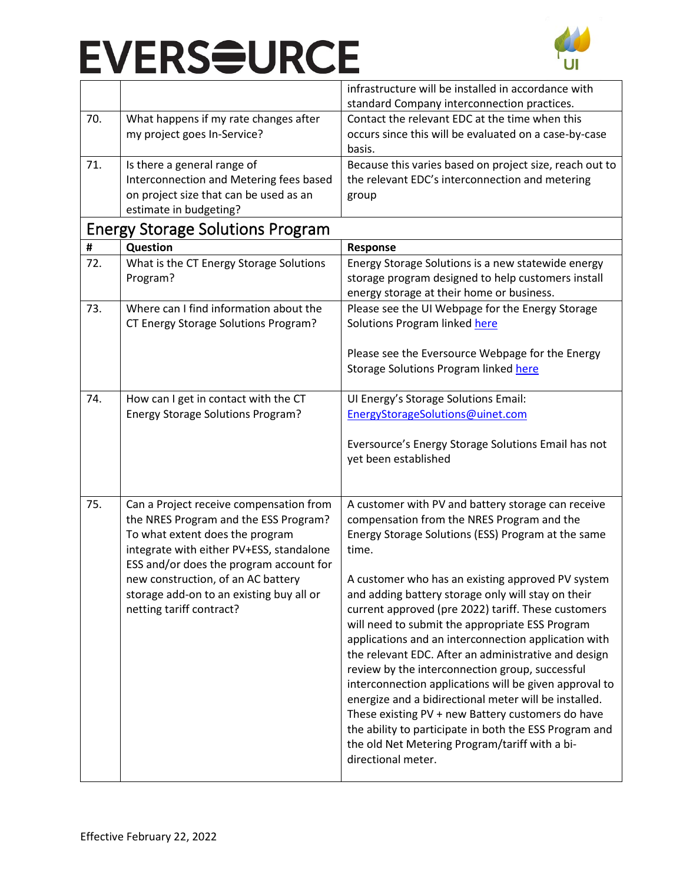| | | |
|---|---|---|
| | | infrastructure will be installed in accordance with standard Company interconnection practices. |
| 70. | What happens if my rate changes after my project goes In-Service? | Contact the relevant EDC at the time when this occurs since this will be evaluated on a case-by-case basis. |
| 71. | Is there a general range of Interconnection and Metering fees based on project size that can be used as an estimate in budgeting? | Because this varies based on project size, reach out to the relevant EDC's interconnection and metering group |

## Energy Storage Solutions Program

| # | Question | Response |
|---|---|---|
| 72. | What is the CT Energy Storage Solutions Program? | Energy Storage Solutions is a new statewide energy storage program designed to help customers install energy storage at their home or business. |
| 73. | Where can I find information about the CT Energy Storage Solutions Program? | Please see the UI Webpage for the Energy Storage Solutions Program linked here<br><br>Please see the Eversource Webpage for the Energy Storage Solutions Program linked here |
| 74. | How can I get in contact with the CT Energy Storage Solutions Program? | UI Energy's Storage Solutions Email: EnergyStorageSolutions@uinet.com<br><br>Eversource's Energy Storage Solutions Email has not yet been established |
| 75. | Can a Project receive compensation from the NRES Program and the ESS Program? To what extent does the program integrate with either PV+ESS, standalone ESS and/or does the program account for new construction, of an AC battery storage add-on to an existing buy all or netting tariff contract? | A customer with PV and battery storage can receive compensation from the NRES Program and the Energy Storage Solutions (ESS) Program at the same time.<br><br>A customer who has an existing approved PV system and adding battery storage only will stay on their current approved (pre 2022) tariff. These customers will need to submit the appropriate ESS Program applications and an interconnection application with the relevant EDC. After an administrative and design review by the interconnection group, successful interconnection applications will be given approval to energize and a bidirectional meter will be installed. These existing PV + new Battery customers do have the ability to participate in both the ESS Program and the old Net Metering Program/tariff with a bi-directional meter. |

Effective February 22, 2022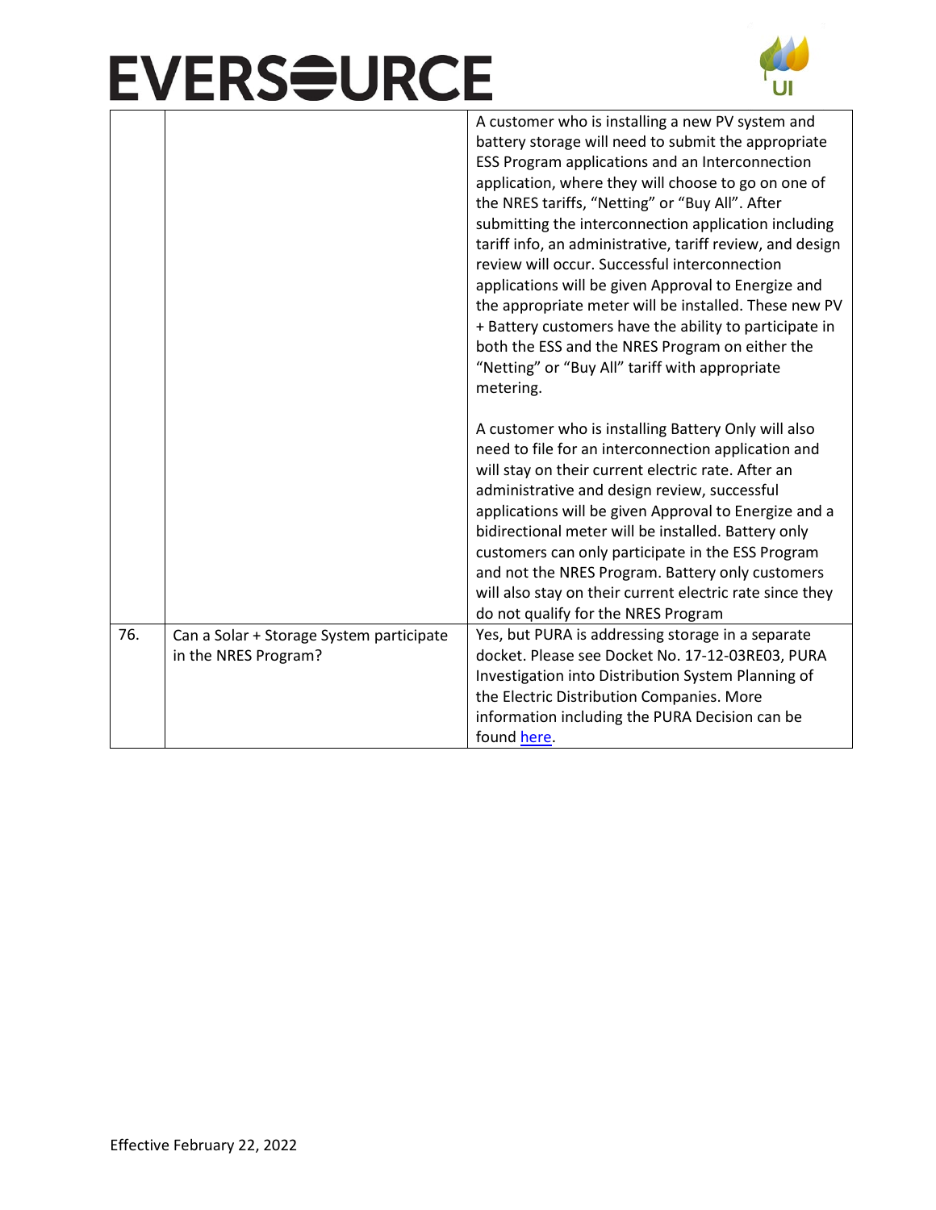| | | |
|---|---|---|
| | | A customer who is installing a new PV system and battery storage will need to submit the appropriate ESS Program applications and an Interconnection application, where they will choose to go on one of the NRES tariffs, "Netting" or "Buy All". After submitting the interconnection application including tariff info, an administrative, tariff review, and design review will occur. Successful interconnection applications will be given Approval to Energize and the appropriate meter will be installed. These new PV + Battery customers have the ability to participate in both the ESS and the NRES Program on either the "Netting" or "Buy All" tariff with appropriate metering.<br><br>A customer who is installing Battery Only will also need to file for an interconnection application and will stay on their current electric rate. After an administrative and design review, successful applications will be given Approval to Energize and a bidirectional meter will be installed. Battery only customers can only participate in the ESS Program and not the NRES Program. Battery only customers will also stay on their current electric rate since they do not qualify for the NRES Program |
| 76. | Can a Solar + Storage System participate in the NRES Program? | Yes, but PURA is addressing storage in a separate docket. Please see Docket No. 17-12-03RE03, PURA Investigation into Distribution System Planning of the Electric Distribution Companies. More information including the PURA Decision can be found here. |